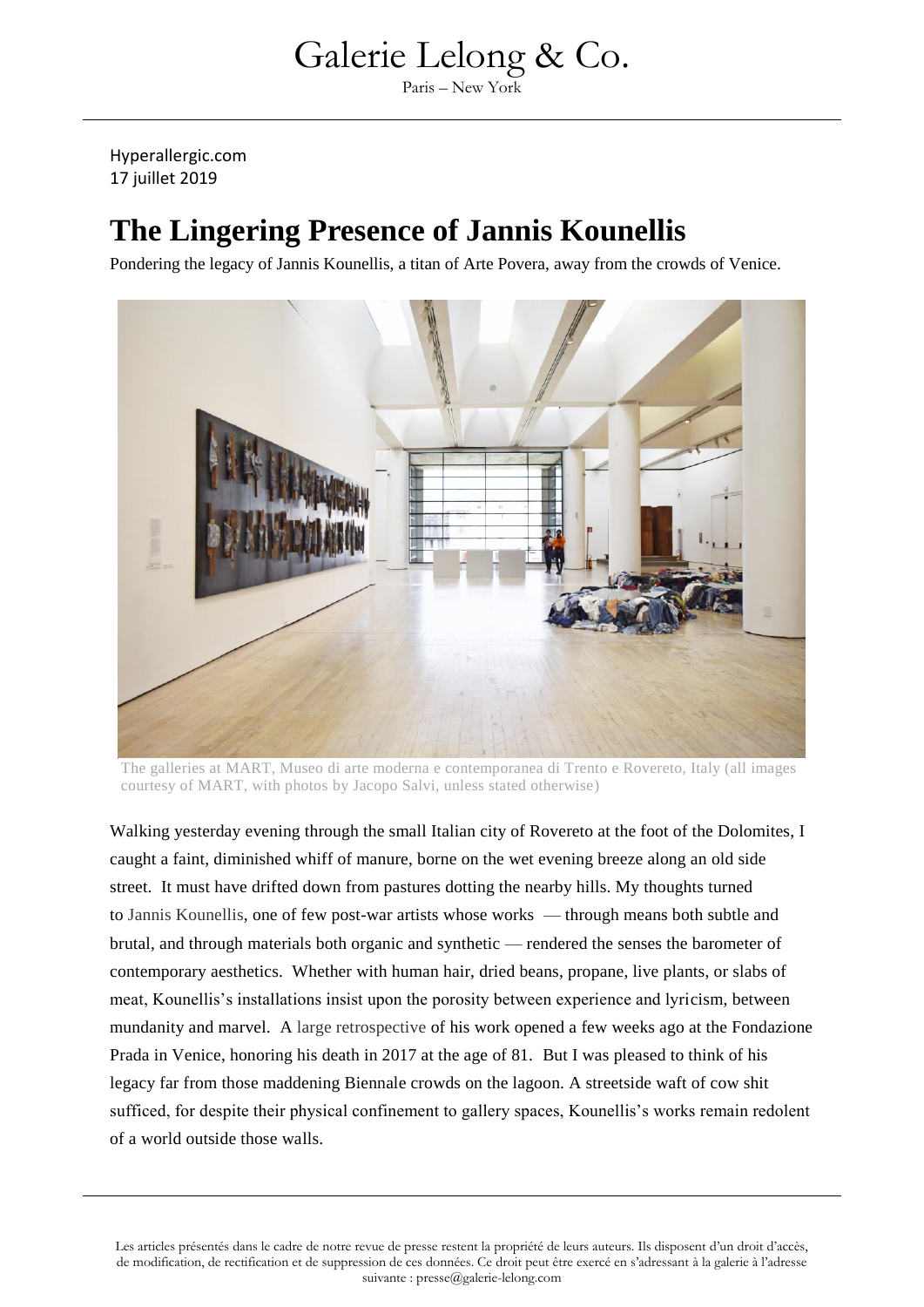Hyperallergic.com
17 juillet 2019

# The Lingering Presence of Jannis Kounellis

Pondering the legacy of Jannis Kounellis, a titan of Arte Povera, away from the crowds of Venice.

The galleries at MART, Museo di arte moderna e contemporanea di Trento e Rovereto, Italy (all images courtesy of MART, with photos by Jacopo Salvi, unless stated otherwise)

Walking yesterday evening through the small Italian city of Rovereto at the foot of the Dolomites, I caught a faint, diminished whiff of manure, borne on the wet evening breeze along an old side street. It must have drifted down from pastures dotting the nearby hills. My thoughts turned to Jannis Kounellis, one of few post-war artists whose works — through means both subtle and brutal, and through materials both organic and synthetic — rendered the senses the barometer of contemporary aesthetics. Whether with human hair, dried beans, propane, live plants, or slabs of meat, Kounellis's installations insist upon the porosity between experience and lyricism, between mundanity and marvel. A large retrospective of his work opened a few weeks ago at the Fondazione Prada in Venice, honoring his death in 2017 at the age of 81. But I was pleased to think of his legacy far from those maddening Biennale crowds on the lagoon. A streetside waft of cow shit sufficed, for despite their physical confinement to gallery spaces, Kounellis's works remain redolent of a world outside those walls.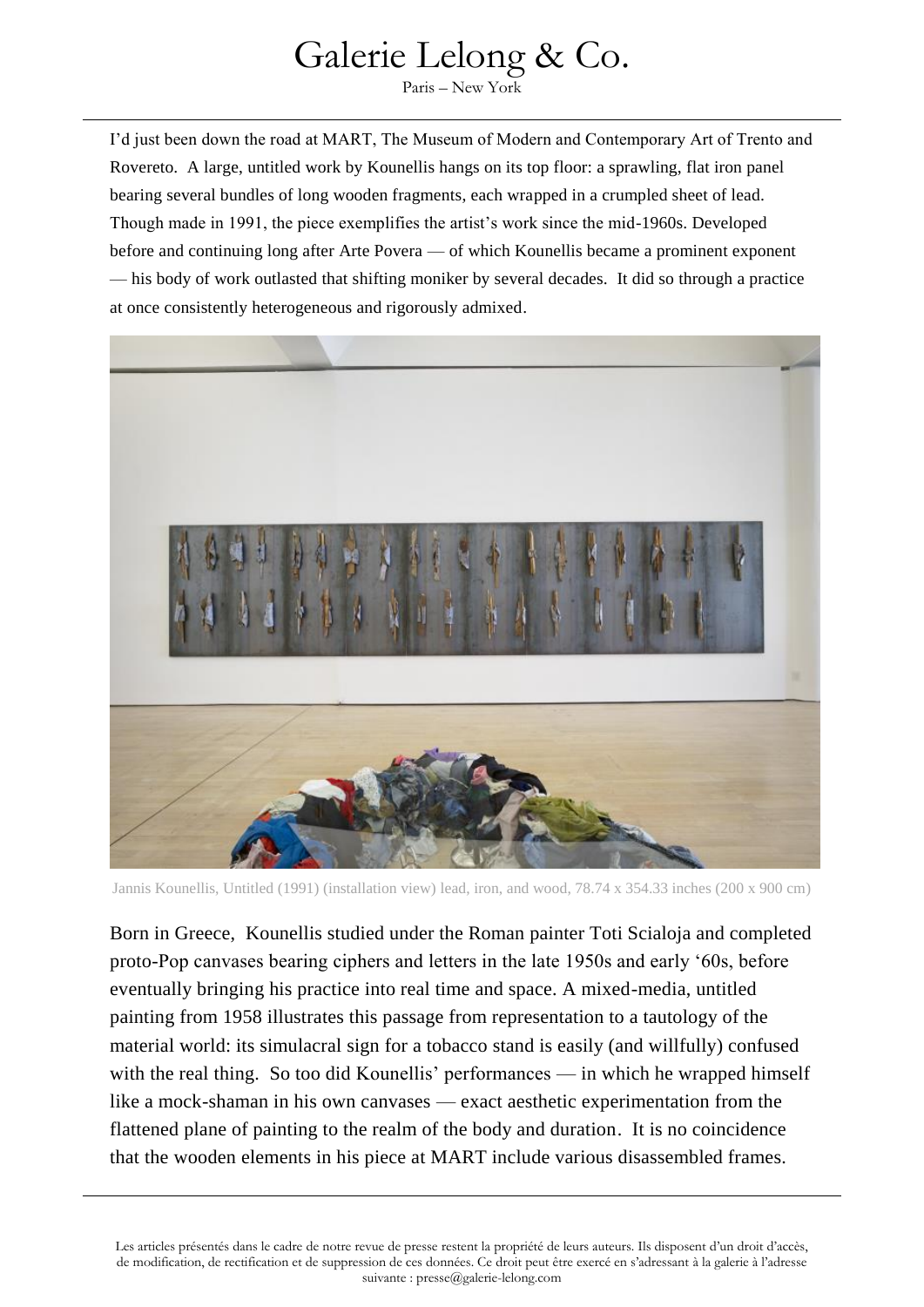I'd just been down the road at MART, The Museum of Modern and Contemporary Art of Trento and Rovereto. A large, untitled work by Kounellis hangs on its top floor: a sprawling, flat iron panel bearing several bundles of long wooden fragments, each wrapped in a crumpled sheet of lead. Though made in 1991, the piece exemplifies the artist's work since the mid-1960s. Developed before and continuing long after Arte Povera — of which Kounellis became a prominent exponent — his body of work outlasted that shifting moniker by several decades. It did so through a practice at once consistently heterogeneous and rigorously admixed.

Jannis Kounellis, Untitled (1991) (installation view) lead, iron, and wood, 78.74 x 354.33 inches (200 x 900 cm)

Born in Greece, Kounellis studied under the Roman painter Toti Scialoja and completed proto-Pop canvases bearing ciphers and letters in the late 1950s and early '60s, before eventually bringing his practice into real time and space. A mixed-media, untitled painting from 1958 illustrates this passage from representation to a tautology of the material world: its simulacral sign for a tobacco stand is easily (and willfully) confused with the real thing. So too did Kounellis' performances — in which he wrapped himself like a mock-shaman in his own canvases — exact aesthetic experimentation from the flattened plane of painting to the realm of the body and duration. It is no coincidence that the wooden elements in his piece at MART include various disassembled frames.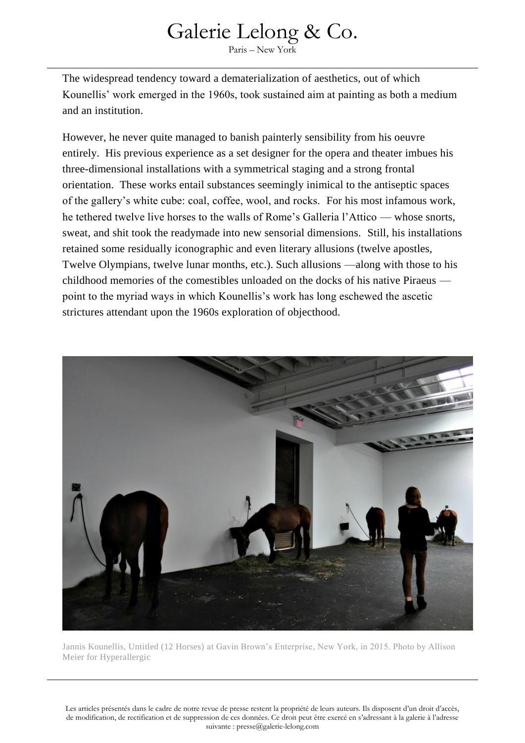The widespread tendency toward a dematerialization of aesthetics, out of which Kounellis' work emerged in the 1960s, took sustained aim at painting as both a medium and an institution.

However, he never quite managed to banish painterly sensibility from his oeuvre entirely. His previous experience as a set designer for the opera and theater imbues his three-dimensional installations with a symmetrical staging and a strong frontal orientation. These works entail substances seemingly inimical to the antiseptic spaces of the gallery's white cube: coal, coffee, wool, and rocks. For his most infamous work, he tethered twelve live horses to the walls of Rome's Galleria l'Attico — whose snorts, sweat, and shit took the readymade into new sensorial dimensions. Still, his installations retained some residually iconographic and even literary allusions (twelve apostles, Twelve Olympians, twelve lunar months, etc.). Such allusions —along with those to his childhood memories of the comestibles unloaded on the docks of his native Piraeus — point to the myriad ways in which Kounellis's work has long eschewed the ascetic strictures attendant upon the 1960s exploration of objecthood.

Jannis Kounellis, Untitled (12 Horses) at Gavin Brown's Enterprise, New York, in 2015. Photo by Allison Meier for Hyperallergic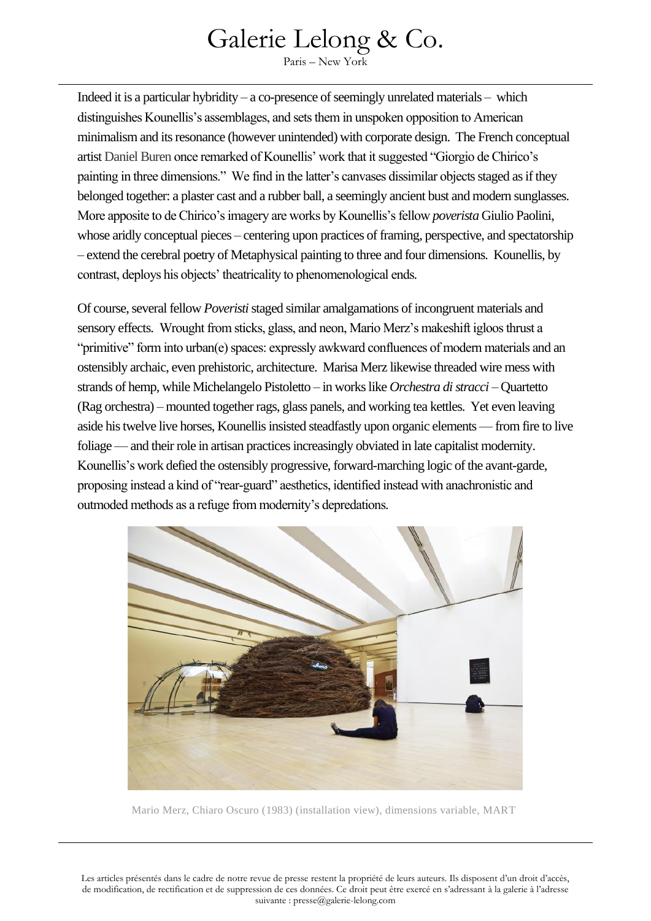Indeed it is a particular hybridity – a co-presence of seemingly unrelated materials – which distinguishes Kounellis's assemblages, and sets them in unspoken opposition to American minimalism and its resonance (however unintended) with corporate design. The French conceptual artist Daniel Buren once remarked of Kounellis' work that it suggested "Giorgio de Chirico's painting in three dimensions." We find in the latter's canvases dissimilar objects staged as if they belonged together: a plaster cast and a rubber ball, a seemingly ancient bust and modern sunglasses. More apposite to de Chirico's imagery are works by Kounellis's fellow *poverista* Giulio Paolini, whose aridly conceptual pieces – centering upon practices of framing, perspective, and spectatorship – extend the cerebral poetry of Metaphysical painting to three and four dimensions. Kounellis, by contrast, deploys his objects' theatricality to phenomenological ends.

Of course, several fellow *Poveristi* staged similar amalgamations of incongruent materials and sensory effects. Wrought from sticks, glass, and neon, Mario Merz's makeshift igloos thrust a "primitive" form into urban(e) spaces: expressly awkward confluences of modern materials and an ostensibly archaic, even prehistoric, architecture. Marisa Merz likewise threaded wire mess with strands of hemp, while Michelangelo Pistoletto – in works like *Orchestra di stracci* – Quartetto (Rag orchestra) – mounted together rags, glass panels, and working tea kettles. Yet even leaving aside his twelve live horses, Kounellis insisted steadfastly upon organic elements — from fire to live foliage — and their role in artisan practices increasingly obviated in late capitalist modernity. Kounellis's work defied the ostensibly progressive, forward-marching logic of the avant-garde, proposing instead a kind of "rear-guard" aesthetics, identified instead with anachronistic and outmoded methods as a refuge from modernity's depredations.

Mario Merz, Chiaro Oscuro (1983) (installation view), dimensions variable, MART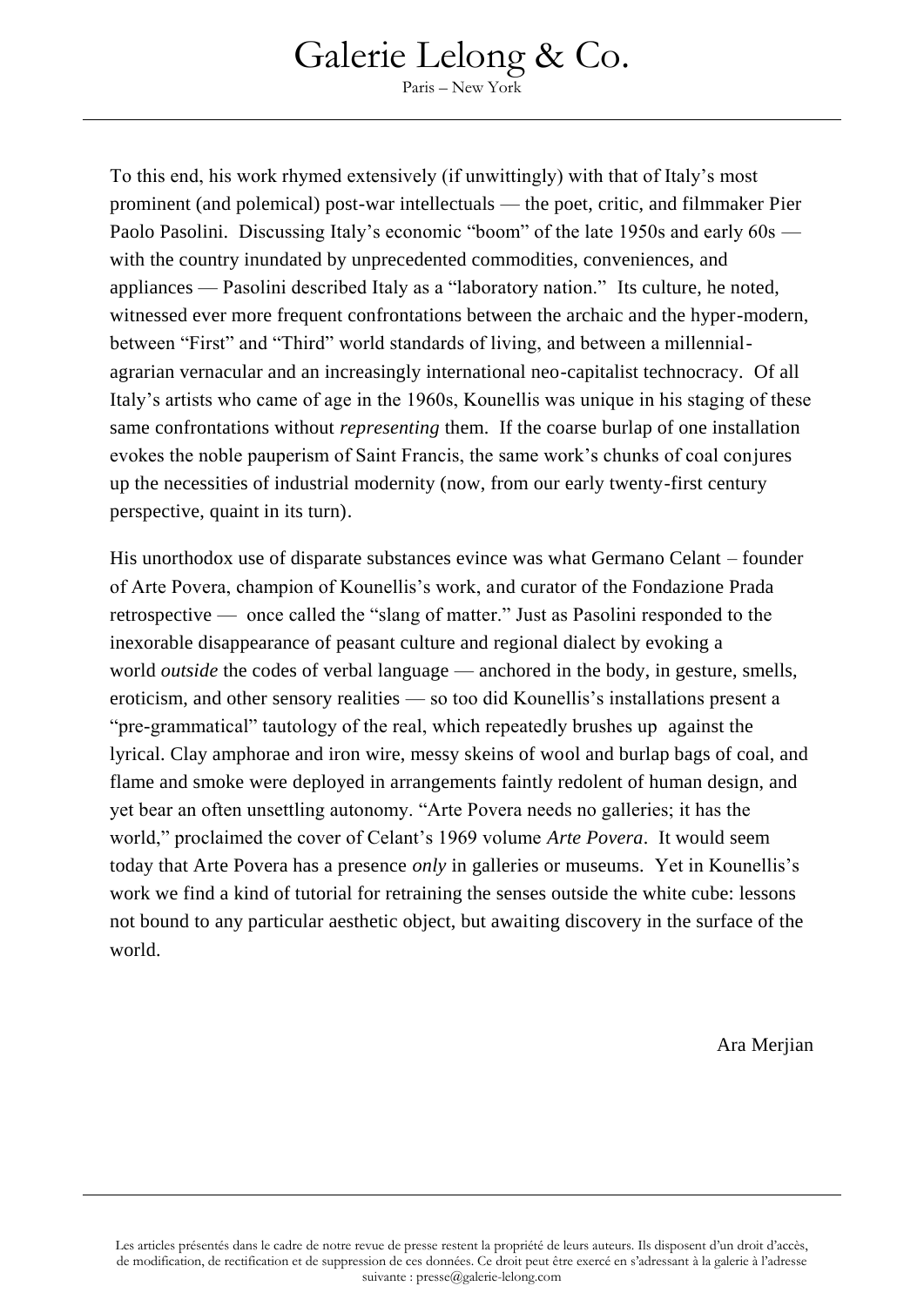To this end, his work rhymed extensively (if unwittingly) with that of Italy's most prominent (and polemical) post-war intellectuals — the poet, critic, and filmmaker Pier Paolo Pasolini. Discussing Italy's economic "boom" of the late 1950s and early 60s — with the country inundated by unprecedented commodities, conveniences, and appliances — Pasolini described Italy as a "laboratory nation." Its culture, he noted, witnessed ever more frequent confrontations between the archaic and the hyper-modern, between "First" and "Third" world standards of living, and between a millennial-agrarian vernacular and an increasingly international neo-capitalist technocracy. Of all Italy's artists who came of age in the 1960s, Kounellis was unique in his staging of these same confrontations without *representing* them. If the coarse burlap of one installation evokes the noble pauperism of Saint Francis, the same work's chunks of coal conjures up the necessities of industrial modernity (now, from our early twenty-first century perspective, quaint in its turn).

His unorthodox use of disparate substances evince was what Germano Celant – founder of Arte Povera, champion of Kounellis's work, and curator of the Fondazione Prada retrospective — once called the "slang of matter." Just as Pasolini responded to the inexorable disappearance of peasant culture and regional dialect by evoking a world *outside* the codes of verbal language — anchored in the body, in gesture, smells, eroticism, and other sensory realities — so too did Kounellis's installations present a "pre-grammatical" tautology of the real, which repeatedly brushes up against the lyrical. Clay amphorae and iron wire, messy skeins of wool and burlap bags of coal, and flame and smoke were deployed in arrangements faintly redolent of human design, and yet bear an often unsettling autonomy. "Arte Povera needs no galleries; it has the world," proclaimed the cover of Celant's 1969 volume *Arte Povera*. It would seem today that Arte Povera has a presence *only* in galleries or museums. Yet in Kounellis's work we find a kind of tutorial for retraining the senses outside the white cube: lessons not bound to any particular aesthetic object, but awaiting discovery in the surface of the world.

Ara Merjian